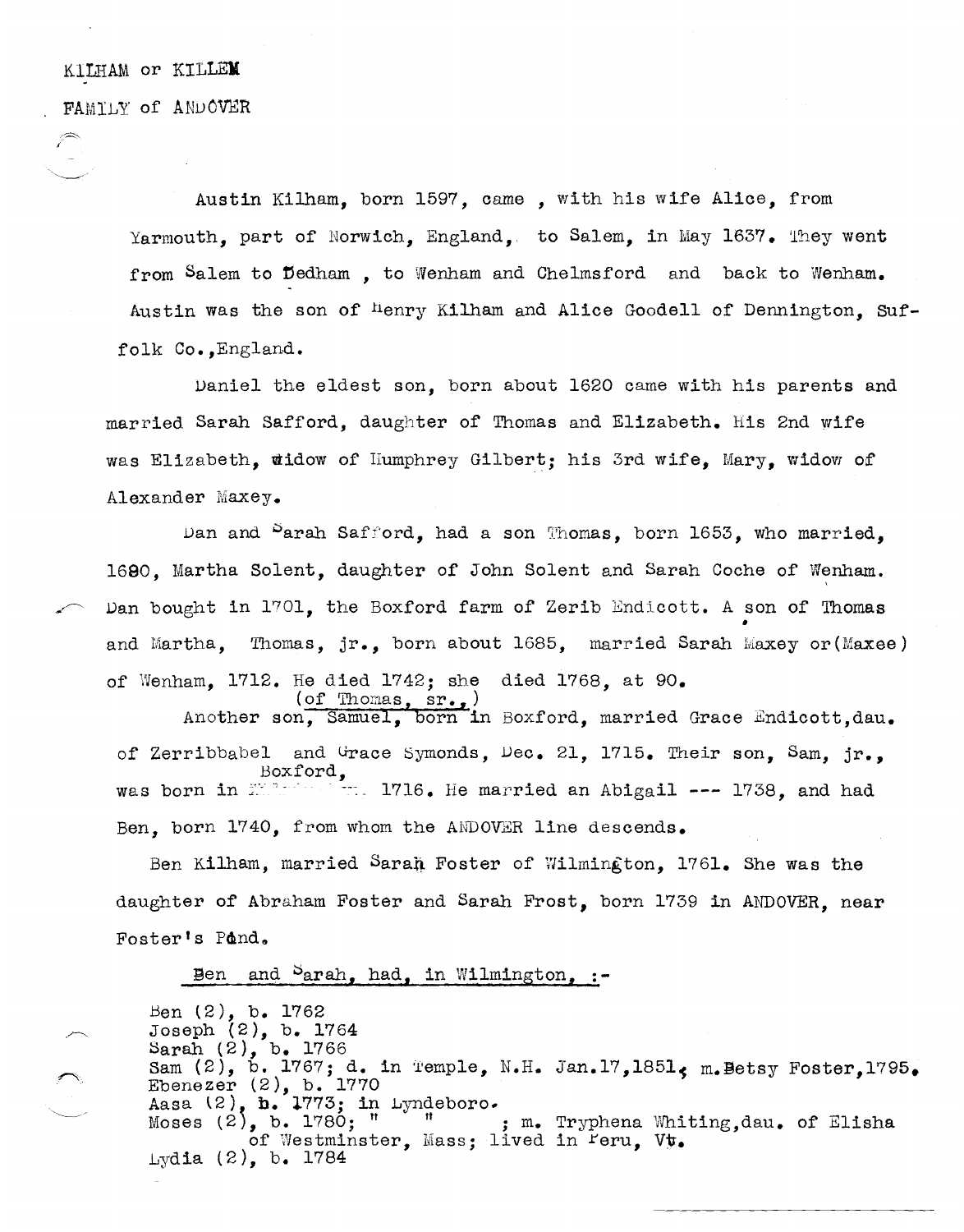KILHAM or KILLEM

FAMILY of ANDOVER

Austin Kilham, born 1597, came , with his wife Alice, from Yarmouth, part of Norwich, England, to Salem, in May 1637. They went from Salem to Dedham , to Wenham and Chelmsford and back to Wenham. Austin was the son of Henry Kilham and Alice Goodell of Dennington, Suffolk Co.,England.

Daniel the eldest son, born about 1620 came with his parents and married Sarah Safford, daughter of Thomas and Elizabeth. His 2nd wife was Elizabeth, widow of Humphrey Gilbert; his 3rd wife, Mary, widow of Alexander Maxey.

Dan and Sarah Safford, had a son Thomas, born 1653, who married, 1680, Martha Solent, daughter of John Solent and Sarah Coche of Wenham. Dan bought in 1701, the Boxford farm of Zerib Endicott. A son of Thomas and Martha, Thomas, jr., born about 1685, married Sarah Maxey or(Maxee) of Wenham, 1712. He died 1742; she died 1768, at 90.

Another son, (of Thomas, sr.,) Samuel, born in Boxford, married Grace Endicott,dau. of Zerribbabel and Grace Symonds, Dec. 21, 1715. Their son, Sam, jr., was born in Boxford, 1716. He married an Abigail --- 1738, and had Ben, born 1740, from whom the ANDOVER line descends.

Ben Kilham, married Sarah Foster of Wilmington, 1761. She was the daughter of Abraham Foster and Sarah Frost, born 1739 in ANDOVER, near Foster's Pond.

Ben and Sarah, had, in Wilmington, :-

Ben (2), b. 1762
Joseph (2), b. 1764
Sarah (2), b. 1766
Sam (2), b. 1767; d. in Temple, N.H. Jan.17,1851; m.Betsy Foster,1795.
Ebenezer (2), b. 1770
Aasa (2), b. 1773; in Lyndeboro.
Moses (2), b. 1780; " " ; m. Tryphena Whiting,dau. of Elisha of Westminster, Mass; lived in Peru, Vt.
Lydia (2), b. 1784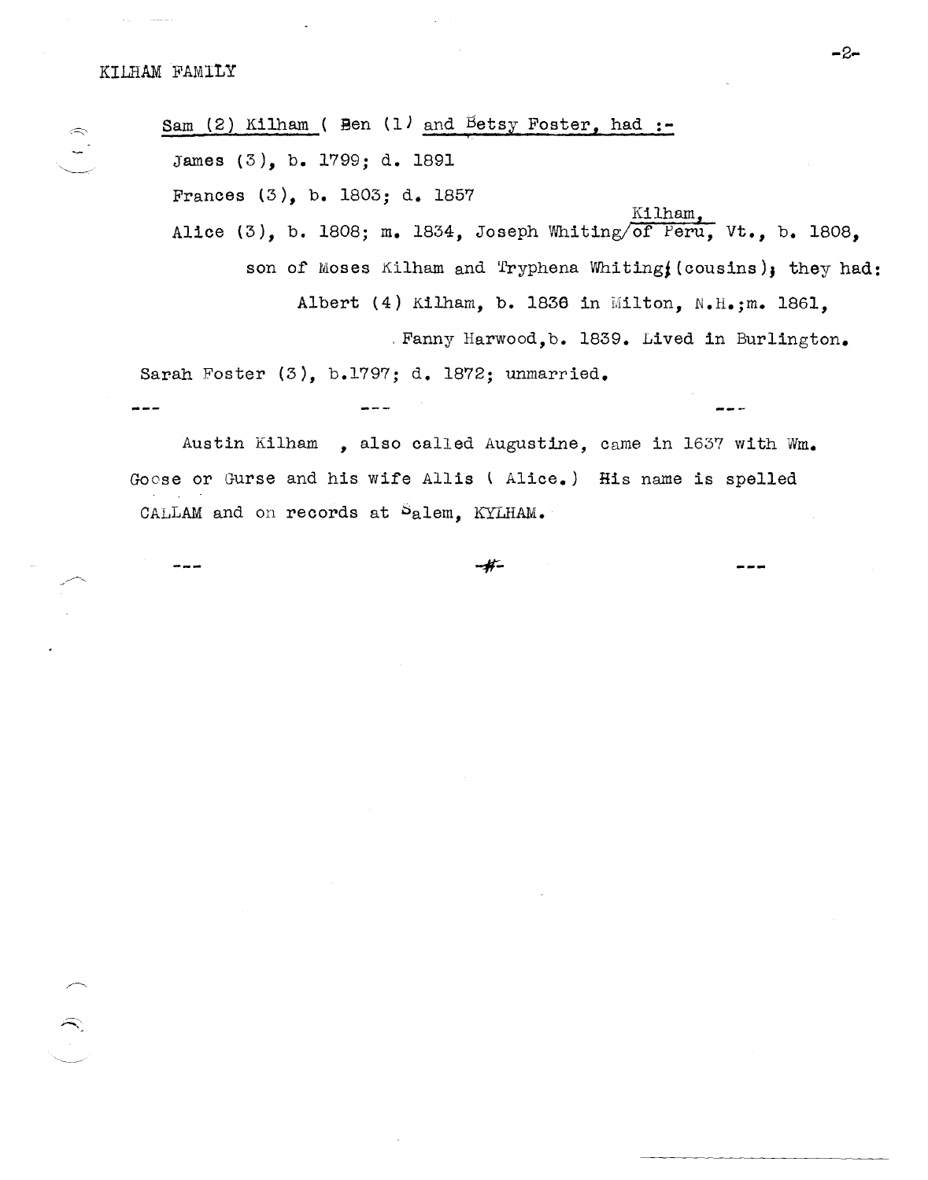Sam (2) Kilham ( Ben (1) and Betsy Foster, had :-

James (3), b. 1799; d. 1891

Frances (3), b. 1803; d. 1857

Alice (3), b. 1808; m. 1834, Joseph Whiting Kilham, of Peru, Vt., b. 1808,

son of Moses Kilham and Tryphena Whiting (cousins); they had:

Albert (4) Kilham, b. 1836 in Milton, N.H.;m. 1861,

Fanny Harwood,b. 1839. Lived in Burlington.

Sarah Foster (3), b.1797; d. 1872; unmarried.

--- --- ---

Austin Kilham , also called Augustine, came in 1637 with Wm. Goose or Gurse and his wife Allis ( Alice.) His name is spelled CALLAM and on records at Salem, KYLHAM.

--- -#- ---